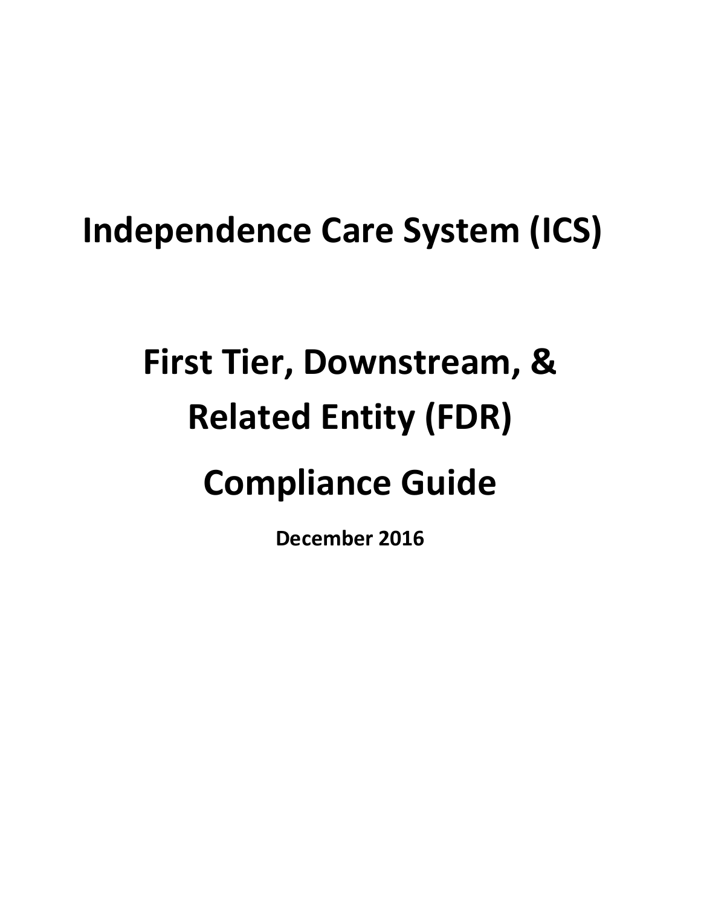# Independence Care System (ICS)

# First Tier, Downstream, & Related Entity (FDR) Compliance Guide

**December 2016**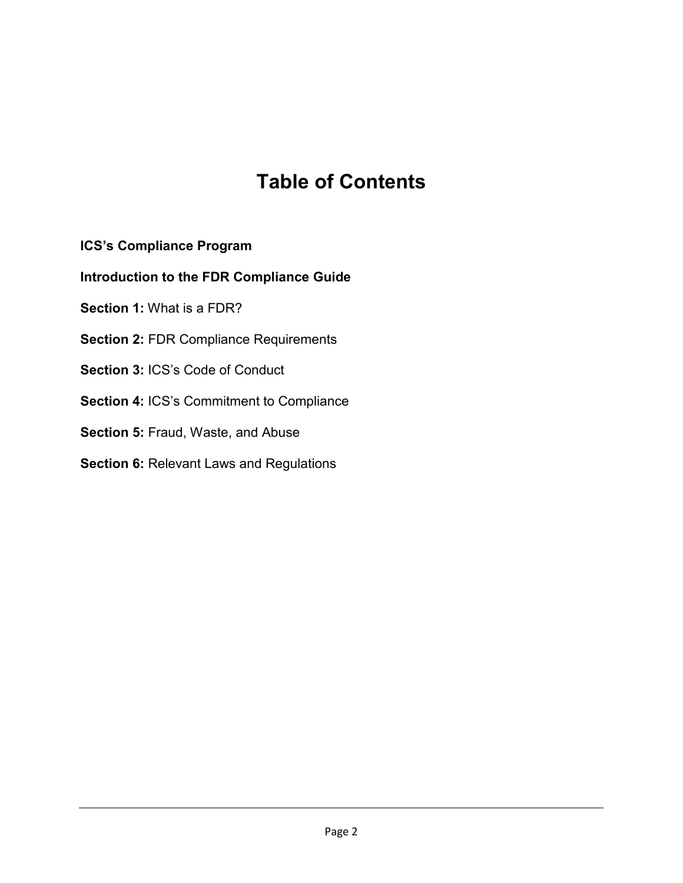# Table of Contents

**ICS's Compliance Program**

**Introduction to the FDR Compliance Guide**

**Section 1:** What is a FDR?

**Section 2:** FDR Compliance Requirements

**Section 3:** ICS's Code of Conduct

**Section 4:** ICS's Commitment to Compliance

**Section 5:** Fraud, Waste, and Abuse

**Section 6:** Relevant Laws and Regulations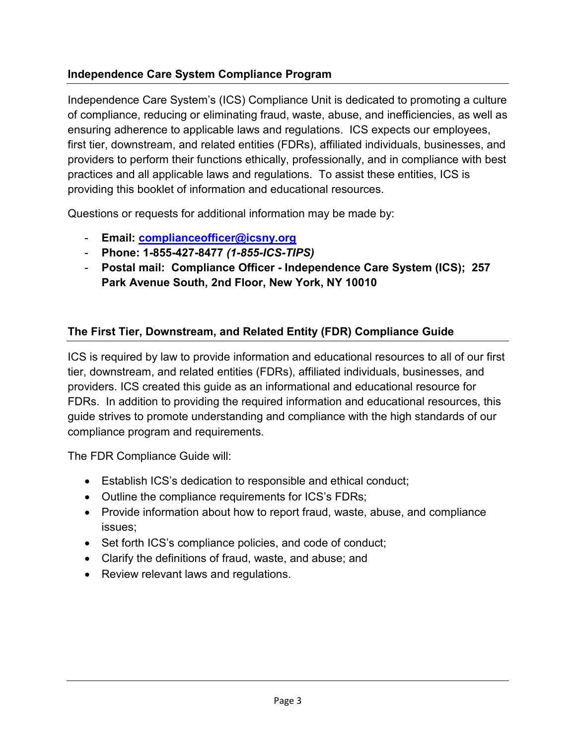## Independence Care System Compliance Program

Independence Care System's (ICS) Compliance Unit is dedicated to promoting a culture of compliance, reducing or eliminating fraud, waste, abuse, and inefficiencies, as well as ensuring adherence to applicable laws and regulations. ICS expects our employees, first tier, downstream, and related entities (FDRs), affiliated individuals, businesses, and providers to perform their functions ethically, professionally, and in compliance with best practices and all applicable laws and regulations. To assist these entities, ICS is providing this booklet of information and educational resources.

Questions or requests for additional information may be made by:

- **Email: [complianceofficer@icsny.org](mailto:complianceofficer@icsny.org)**
- **Phone: 1-855-427-8477 *(1-855-ICS-TIPS)***
- **Postal mail: Compliance Officer - Independence Care System (ICS); 257 Park Avenue South, 2nd Floor, New York, NY 10010**

## The First Tier, Downstream, and Related Entity (FDR) Compliance Guide

ICS is required by law to provide information and educational resources to all of our first tier, downstream, and related entities (FDRs), affiliated individuals, businesses, and providers. ICS created this guide as an informational and educational resource for FDRs. In addition to providing the required information and educational resources, this guide strives to promote understanding and compliance with the high standards of our compliance program and requirements.

The FDR Compliance Guide will:

- Establish ICS's dedication to responsible and ethical conduct;
- Outline the compliance requirements for ICS's FDRs;
- Provide information about how to report fraud, waste, abuse, and compliance issues;
- Set forth ICS's compliance policies, and code of conduct;
- Clarify the definitions of fraud, waste, and abuse; and
- Review relevant laws and regulations.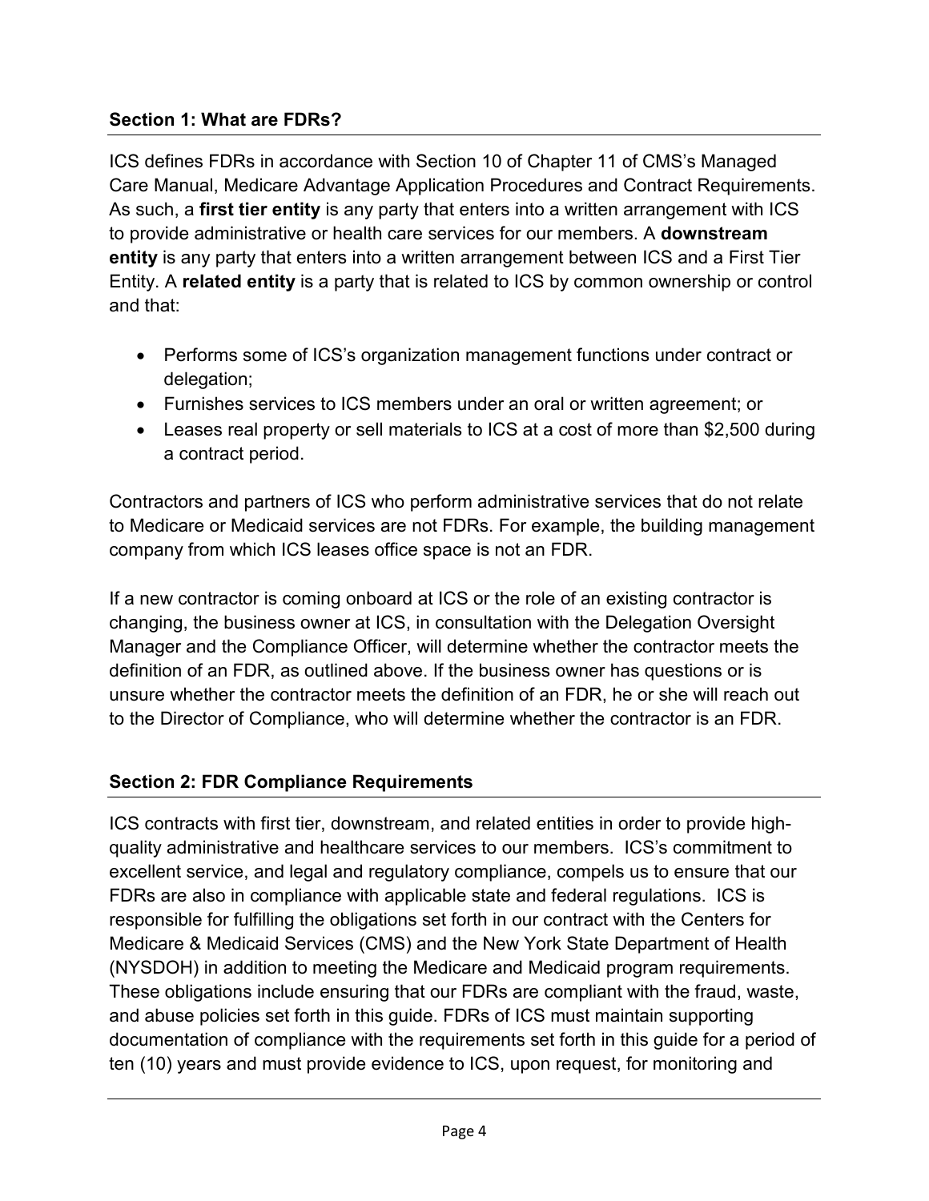## Section 1: What are FDRs?

ICS defines FDRs in accordance with Section 10 of Chapter 11 of CMS's Managed Care Manual, Medicare Advantage Application Procedures and Contract Requirements. As such, a **first tier entity** is any party that enters into a written arrangement with ICS to provide administrative or health care services for our members. A **downstream entity** is any party that enters into a written arrangement between ICS and a First Tier Entity. A **related entity** is a party that is related to ICS by common ownership or control and that:

- Performs some of ICS's organization management functions under contract or delegation;
- Furnishes services to ICS members under an oral or written agreement; or
- Leases real property or sell materials to ICS at a cost of more than $2,500 during a contract period.

Contractors and partners of ICS who perform administrative services that do not relate to Medicare or Medicaid services are not FDRs. For example, the building management company from which ICS leases office space is not an FDR.

If a new contractor is coming onboard at ICS or the role of an existing contractor is changing, the business owner at ICS, in consultation with the Delegation Oversight Manager and the Compliance Officer, will determine whether the contractor meets the definition of an FDR, as outlined above. If the business owner has questions or is unsure whether the contractor meets the definition of an FDR, he or she will reach out to the Director of Compliance, who will determine whether the contractor is an FDR.

## Section 2: FDR Compliance Requirements

ICS contracts with first tier, downstream, and related entities in order to provide high-quality administrative and healthcare services to our members. ICS's commitment to excellent service, and legal and regulatory compliance, compels us to ensure that our FDRs are also in compliance with applicable state and federal regulations. ICS is responsible for fulfilling the obligations set forth in our contract with the Centers for Medicare & Medicaid Services (CMS) and the New York State Department of Health (NYSDOH) in addition to meeting the Medicare and Medicaid program requirements. These obligations include ensuring that our FDRs are compliant with the fraud, waste, and abuse policies set forth in this guide. FDRs of ICS must maintain supporting documentation of compliance with the requirements set forth in this guide for a period of ten (10) years and must provide evidence to ICS, upon request, for monitoring and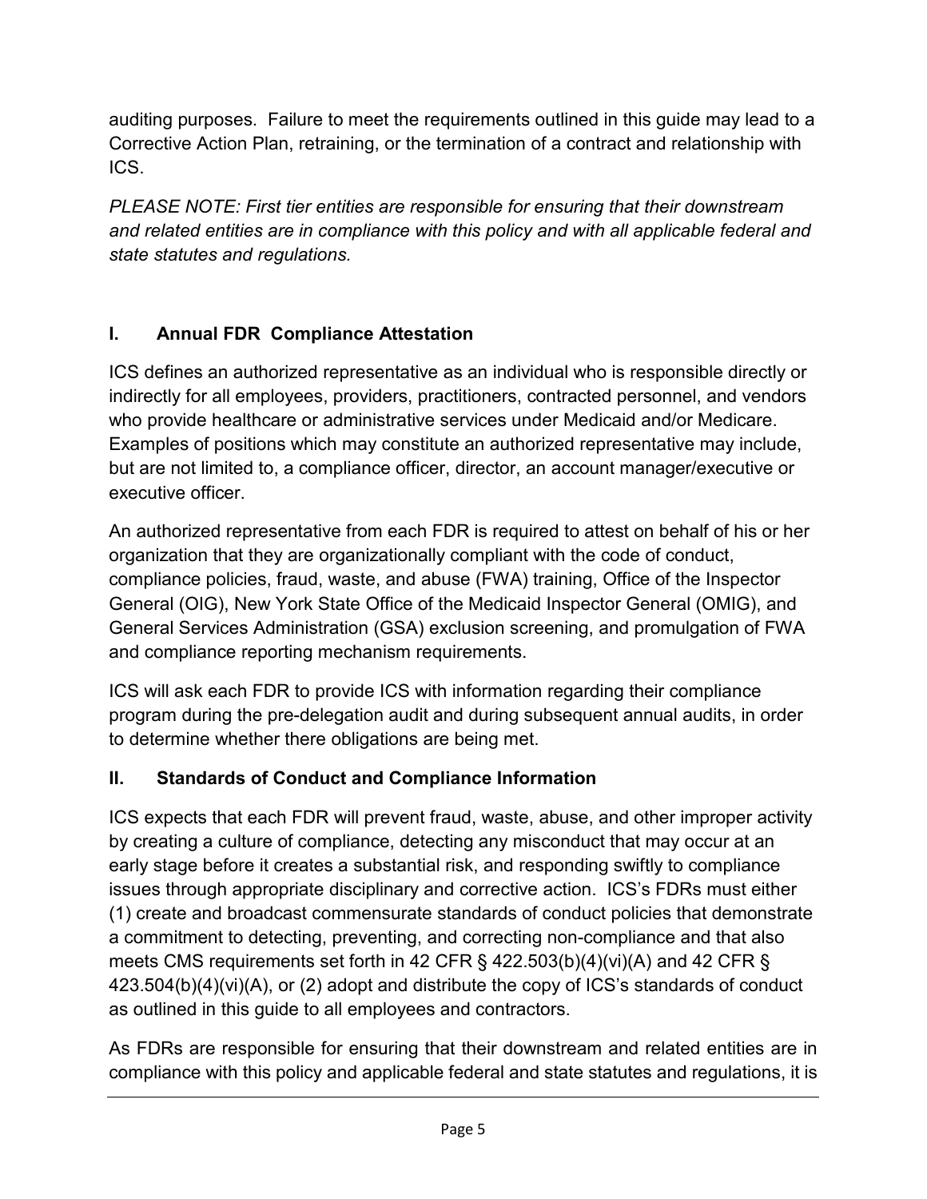auditing purposes. Failure to meet the requirements outlined in this guide may lead to a Corrective Action Plan, retraining, or the termination of a contract and relationship with ICS.

*PLEASE NOTE: First tier entities are responsible for ensuring that their downstream and related entities are in compliance with this policy and with all applicable federal and state statutes and regulations.*

## I. Annual FDR Compliance Attestation

ICS defines an authorized representative as an individual who is responsible directly or indirectly for all employees, providers, practitioners, contracted personnel, and vendors who provide healthcare or administrative services under Medicaid and/or Medicare. Examples of positions which may constitute an authorized representative may include, but are not limited to, a compliance officer, director, an account manager/executive or executive officer.

An authorized representative from each FDR is required to attest on behalf of his or her organization that they are organizationally compliant with the code of conduct, compliance policies, fraud, waste, and abuse (FWA) training, Office of the Inspector General (OIG), New York State Office of the Medicaid Inspector General (OMIG), and General Services Administration (GSA) exclusion screening, and promulgation of FWA and compliance reporting mechanism requirements.

ICS will ask each FDR to provide ICS with information regarding their compliance program during the pre-delegation audit and during subsequent annual audits, in order to determine whether there obligations are being met.

## II. Standards of Conduct and Compliance Information

ICS expects that each FDR will prevent fraud, waste, abuse, and other improper activity by creating a culture of compliance, detecting any misconduct that may occur at an early stage before it creates a substantial risk, and responding swiftly to compliance issues through appropriate disciplinary and corrective action. ICS's FDRs must either (1) create and broadcast commensurate standards of conduct policies that demonstrate a commitment to detecting, preventing, and correcting non-compliance and that also meets CMS requirements set forth in 42 CFR § 422.503(b)(4)(vi)(A) and 42 CFR § 423.504(b)(4)(vi)(A), or (2) adopt and distribute the copy of ICS's standards of conduct as outlined in this guide to all employees and contractors.

As FDRs are responsible for ensuring that their downstream and related entities are in compliance with this policy and applicable federal and state statutes and regulations, it is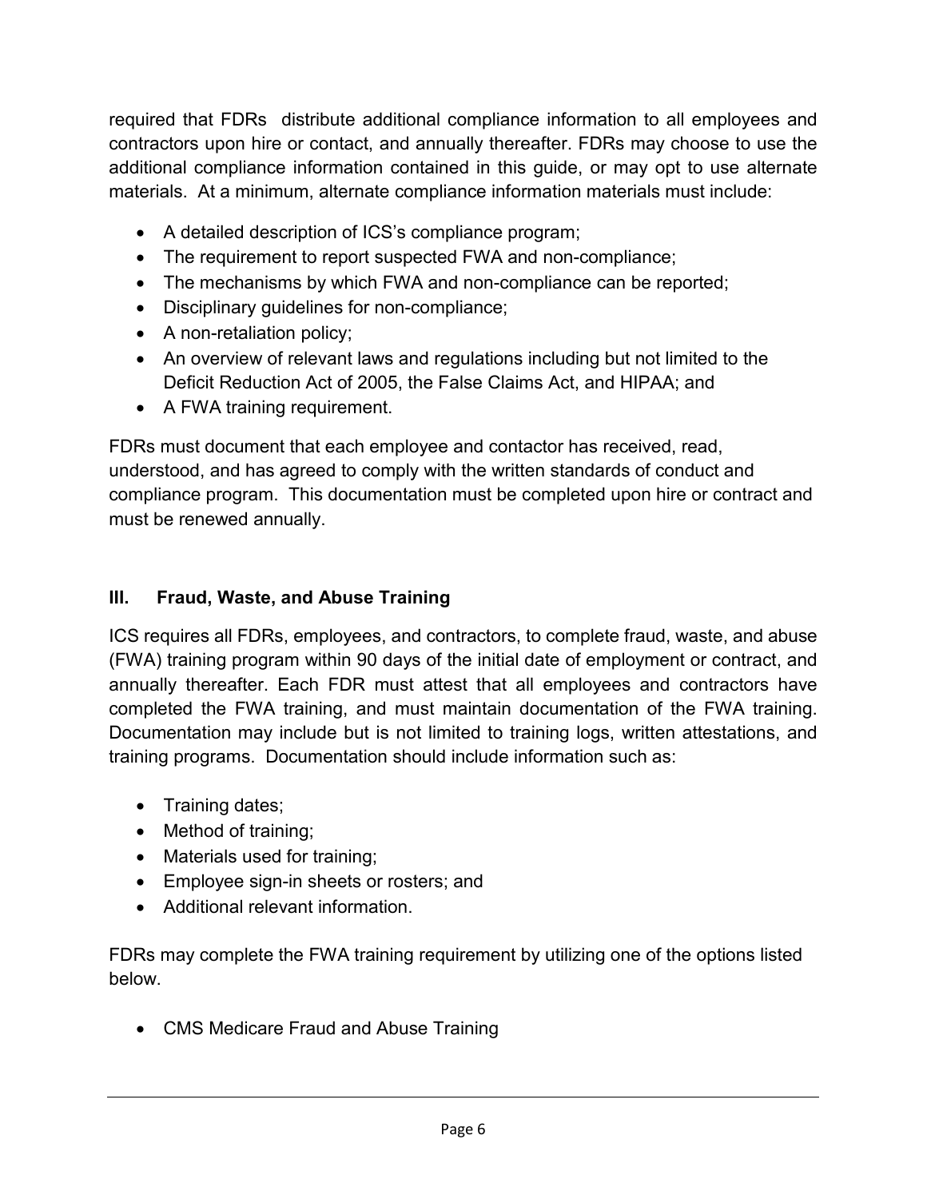required that FDRs distribute additional compliance information to all employees and contractors upon hire or contact, and annually thereafter. FDRs may choose to use the additional compliance information contained in this guide, or may opt to use alternate materials. At a minimum, alternate compliance information materials must include:

- A detailed description of ICS's compliance program;
- The requirement to report suspected FWA and non-compliance;
- The mechanisms by which FWA and non-compliance can be reported;
- Disciplinary guidelines for non-compliance;
- A non-retaliation policy;
- An overview of relevant laws and regulations including but not limited to the Deficit Reduction Act of 2005, the False Claims Act, and HIPAA; and
- A FWA training requirement.

FDRs must document that each employee and contactor has received, read, understood, and has agreed to comply with the written standards of conduct and compliance program. This documentation must be completed upon hire or contract and must be renewed annually.

## III. Fraud, Waste, and Abuse Training

ICS requires all FDRs, employees, and contractors, to complete fraud, waste, and abuse (FWA) training program within 90 days of the initial date of employment or contract, and annually thereafter. Each FDR must attest that all employees and contractors have completed the FWA training, and must maintain documentation of the FWA training. Documentation may include but is not limited to training logs, written attestations, and training programs. Documentation should include information such as:

- Training dates;
- Method of training;
- Materials used for training;
- Employee sign-in sheets or rosters; and
- Additional relevant information.

FDRs may complete the FWA training requirement by utilizing one of the options listed below.

- CMS Medicare Fraud and Abuse Training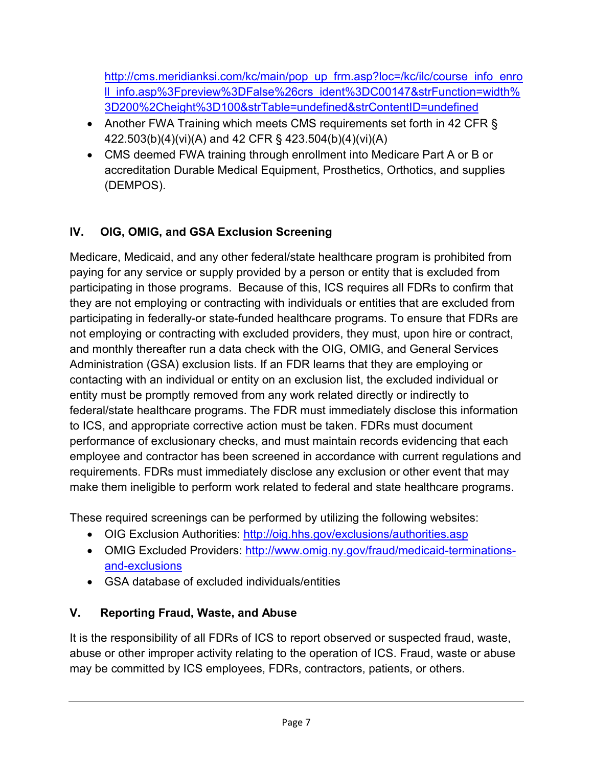http://cms.meridianksi.com/kc/main/pop_up_frm.asp?loc=/kc/ilc/course_info_enroll_info.asp%3Fpreview%3DFalse%26crs_ident%3DC00147&strFunction=width%3D200%2Cheight%3D100&strTable=undefined&strContentID=undefined

- Another FWA Training which meets CMS requirements set forth in 42 CFR § 422.503(b)(4)(vi)(A) and 42 CFR § 423.504(b)(4)(vi)(A)
- CMS deemed FWA training through enrollment into Medicare Part A or B or accreditation Durable Medical Equipment, Prosthetics, Orthotics, and supplies (DEMPOS).

## IV. OIG, OMIG, and GSA Exclusion Screening

Medicare, Medicaid, and any other federal/state healthcare program is prohibited from paying for any service or supply provided by a person or entity that is excluded from participating in those programs. Because of this, ICS requires all FDRs to confirm that they are not employing or contracting with individuals or entities that are excluded from participating in federally-or state-funded healthcare programs. To ensure that FDRs are not employing or contracting with excluded providers, they must, upon hire or contract, and monthly thereafter run a data check with the OIG, OMIG, and General Services Administration (GSA) exclusion lists. If an FDR learns that they are employing or contacting with an individual or entity on an exclusion list, the excluded individual or entity must be promptly removed from any work related directly or indirectly to federal/state healthcare programs. The FDR must immediately disclose this information to ICS, and appropriate corrective action must be taken. FDRs must document performance of exclusionary checks, and must maintain records evidencing that each employee and contractor has been screened in accordance with current regulations and requirements. FDRs must immediately disclose any exclusion or other event that may make them ineligible to perform work related to federal and state healthcare programs.

These required screenings can be performed by utilizing the following websites:

- OIG Exclusion Authorities: http://oig.hhs.gov/exclusions/authorities.asp
- OMIG Excluded Providers: http://www.omig.ny.gov/fraud/medicaid-terminations-and-exclusions
- GSA database of excluded individuals/entities

## V. Reporting Fraud, Waste, and Abuse

It is the responsibility of all FDRs of ICS to report observed or suspected fraud, waste, abuse or other improper activity relating to the operation of ICS. Fraud, waste or abuse may be committed by ICS employees, FDRs, contractors, patients, or others.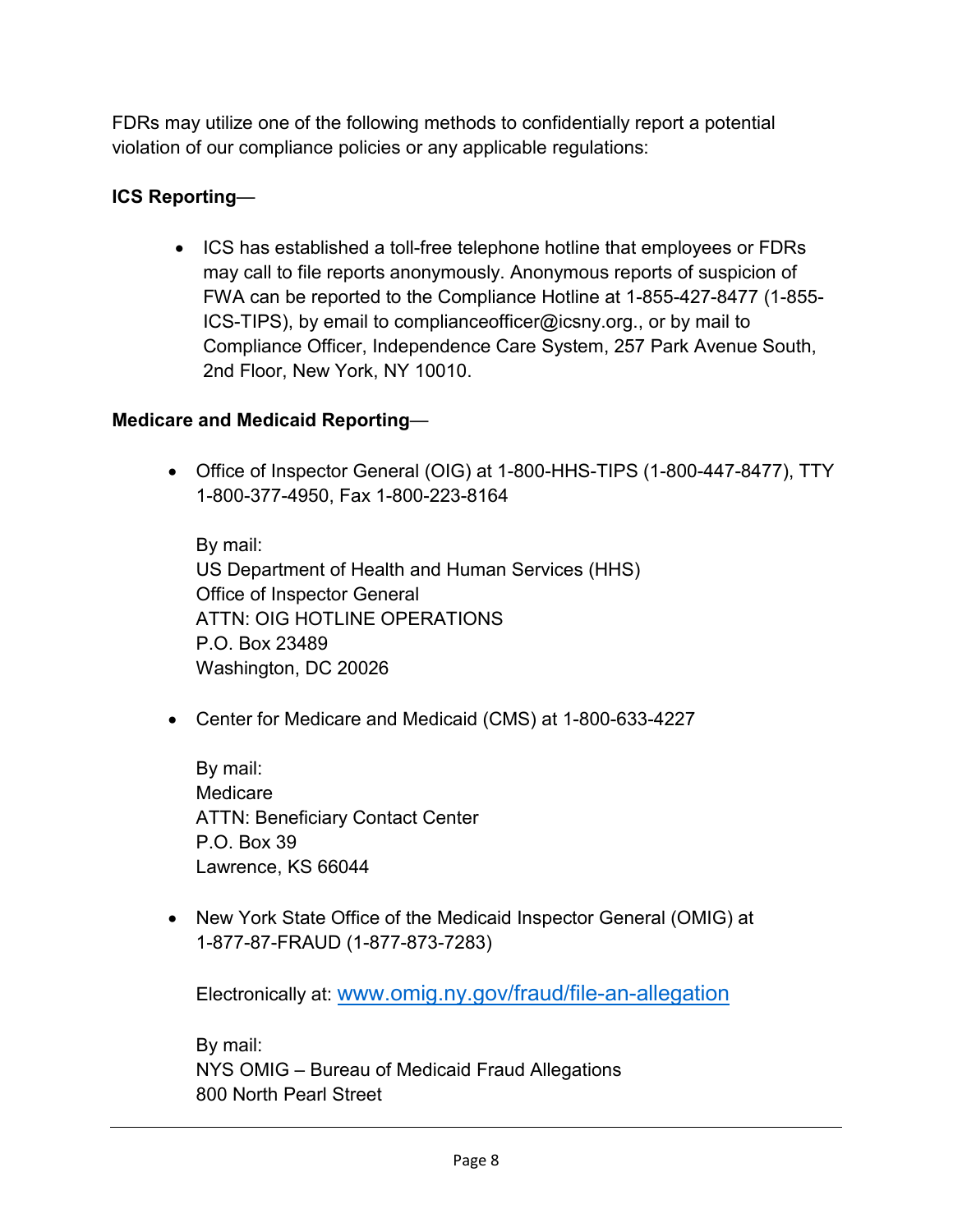FDRs may utilize one of the following methods to confidentially report a potential violation of our compliance policies or any applicable regulations:

**ICS Reporting**—

- ICS has established a toll-free telephone hotline that employees or FDRs may call to file reports anonymously. Anonymous reports of suspicion of FWA can be reported to the Compliance Hotline at 1-855-427-8477 (1-855-ICS-TIPS), by email to complianceofficer@icsny.org., or by mail to Compliance Officer, Independence Care System, 257 Park Avenue South, 2nd Floor, New York, NY 10010.

**Medicare and Medicaid Reporting**—

- Office of Inspector General (OIG) at 1-800-HHS-TIPS (1-800-447-8477), TTY 1-800-377-4950, Fax 1-800-223-8164

  By mail:
  US Department of Health and Human Services (HHS)
  Office of Inspector General
  ATTN: OIG HOTLINE OPERATIONS
  P.O. Box 23489
  Washington, DC 20026

- Center for Medicare and Medicaid (CMS) at 1-800-633-4227

  By mail:
  Medicare
  ATTN: Beneficiary Contact Center
  P.O. Box 39
  Lawrence, KS 66044

- New York State Office of the Medicaid Inspector General (OMIG) at 1-877-87-FRAUD (1-877-873-7283)

  Electronically at: www.omig.ny.gov/fraud/file-an-allegation

  By mail:
  NYS OMIG – Bureau of Medicaid Fraud Allegations
  800 North Pearl Street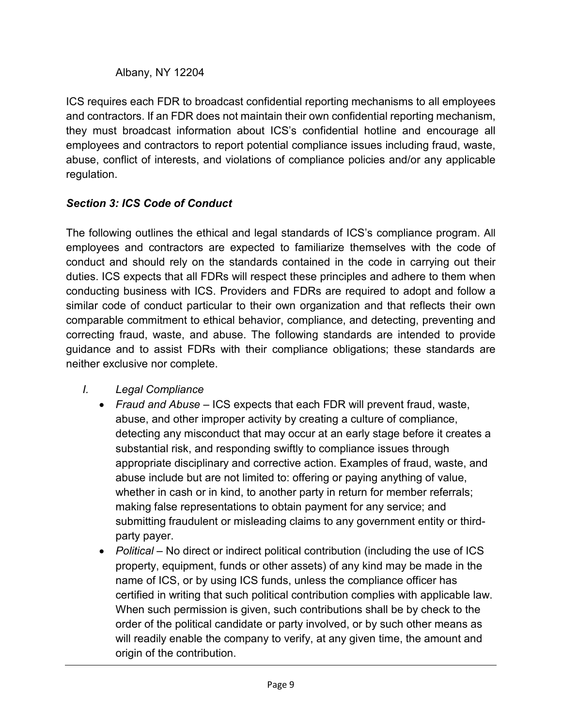Albany, NY 12204

ICS requires each FDR to broadcast confidential reporting mechanisms to all employees and contractors. If an FDR does not maintain their own confidential reporting mechanism, they must broadcast information about ICS's confidential hotline and encourage all employees and contractors to report potential compliance issues including fraud, waste, abuse, conflict of interests, and violations of compliance policies and/or any applicable regulation.

### *Section 3: ICS Code of Conduct*

The following outlines the ethical and legal standards of ICS's compliance program. All employees and contractors are expected to familiarize themselves with the code of conduct and should rely on the standards contained in the code in carrying out their duties. ICS expects that all FDRs will respect these principles and adhere to them when conducting business with ICS. Providers and FDRs are required to adopt and follow a similar code of conduct particular to their own organization and that reflects their own comparable commitment to ethical behavior, compliance, and detecting, preventing and correcting fraud, waste, and abuse. The following standards are intended to provide guidance and to assist FDRs with their compliance obligations; these standards are neither exclusive nor complete.

I. *Legal Compliance*

- *Fraud and Abuse* – ICS expects that each FDR will prevent fraud, waste, abuse, and other improper activity by creating a culture of compliance, detecting any misconduct that may occur at an early stage before it creates a substantial risk, and responding swiftly to compliance issues through appropriate disciplinary and corrective action. Examples of fraud, waste, and abuse include but are not limited to: offering or paying anything of value, whether in cash or in kind, to another party in return for member referrals; making false representations to obtain payment for any service; and submitting fraudulent or misleading claims to any government entity or third-party payer.
- *Political* – No direct or indirect political contribution (including the use of ICS property, equipment, funds or other assets) of any kind may be made in the name of ICS, or by using ICS funds, unless the compliance officer has certified in writing that such political contribution complies with applicable law. When such permission is given, such contributions shall be by check to the order of the political candidate or party involved, or by such other means as will readily enable the company to verify, at any given time, the amount and origin of the contribution.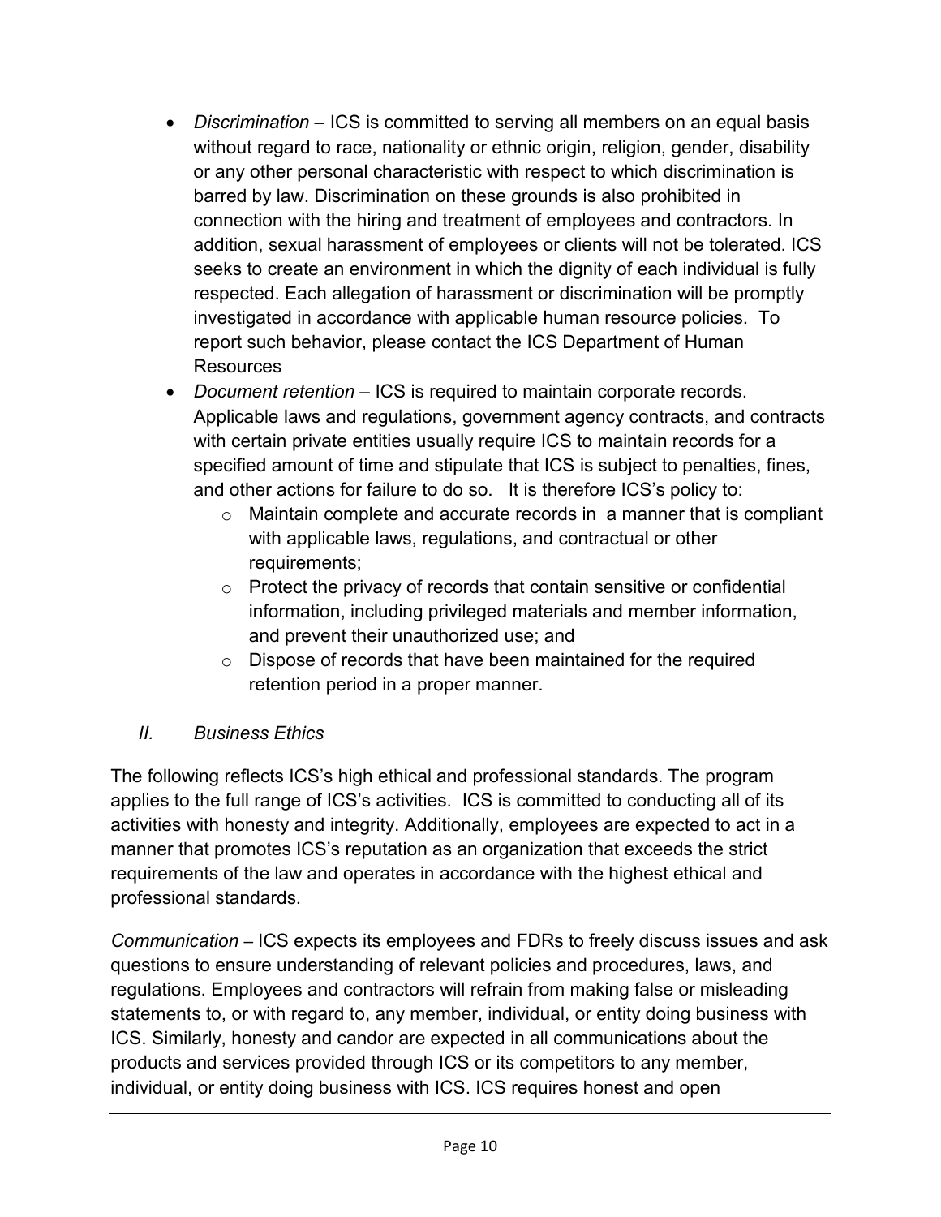- *Discrimination* – ICS is committed to serving all members on an equal basis without regard to race, nationality or ethnic origin, religion, gender, disability or any other personal characteristic with respect to which discrimination is barred by law. Discrimination on these grounds is also prohibited in connection with the hiring and treatment of employees and contractors. In addition, sexual harassment of employees or clients will not be tolerated. ICS seeks to create an environment in which the dignity of each individual is fully respected. Each allegation of harassment or discrimination will be promptly investigated in accordance with applicable human resource policies. To report such behavior, please contact the ICS Department of Human Resources
- *Document retention* – ICS is required to maintain corporate records. Applicable laws and regulations, government agency contracts, and contracts with certain private entities usually require ICS to maintain records for a specified amount of time and stipulate that ICS is subject to penalties, fines, and other actions for failure to do so. It is therefore ICS's policy to:
  - Maintain complete and accurate records in a manner that is compliant with applicable laws, regulations, and contractual or other requirements;
  - Protect the privacy of records that contain sensitive or confidential information, including privileged materials and member information, and prevent their unauthorized use; and
  - Dispose of records that have been maintained for the required retention period in a proper manner.

## *II. Business Ethics*

The following reflects ICS's high ethical and professional standards. The program applies to the full range of ICS's activities. ICS is committed to conducting all of its activities with honesty and integrity. Additionally, employees are expected to act in a manner that promotes ICS's reputation as an organization that exceeds the strict requirements of the law and operates in accordance with the highest ethical and professional standards.

*Communication* – ICS expects its employees and FDRs to freely discuss issues and ask questions to ensure understanding of relevant policies and procedures, laws, and regulations. Employees and contractors will refrain from making false or misleading statements to, or with regard to, any member, individual, or entity doing business with ICS. Similarly, honesty and candor are expected in all communications about the products and services provided through ICS or its competitors to any member, individual, or entity doing business with ICS. ICS requires honest and open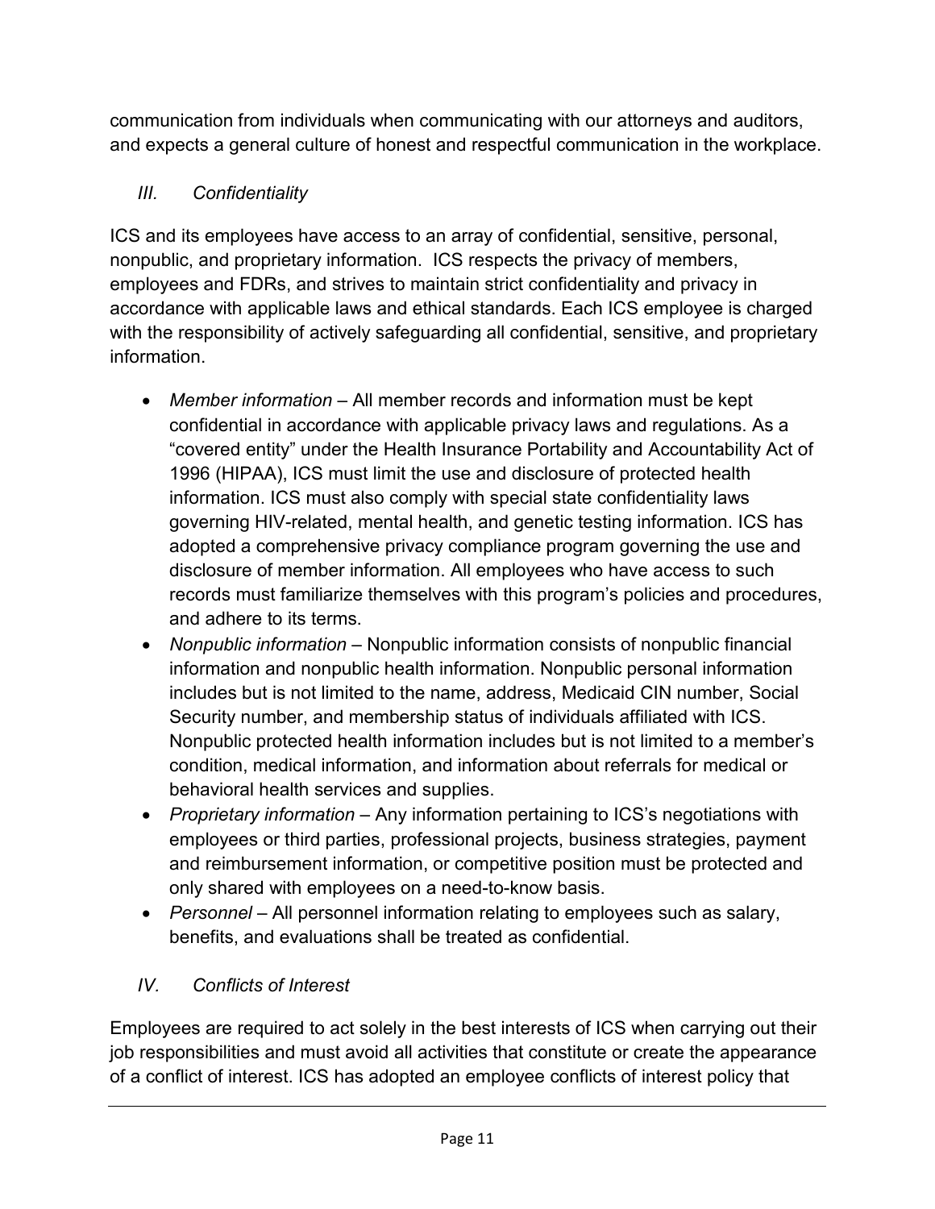communication from individuals when communicating with our attorneys and auditors, and expects a general culture of honest and respectful communication in the workplace.

### *III. Confidentiality*

ICS and its employees have access to an array of confidential, sensitive, personal, nonpublic, and proprietary information. ICS respects the privacy of members, employees and FDRs, and strives to maintain strict confidentiality and privacy in accordance with applicable laws and ethical standards. Each ICS employee is charged with the responsibility of actively safeguarding all confidential, sensitive, and proprietary information.

- *Member information* – All member records and information must be kept confidential in accordance with applicable privacy laws and regulations. As a "covered entity" under the Health Insurance Portability and Accountability Act of 1996 (HIPAA), ICS must limit the use and disclosure of protected health information. ICS must also comply with special state confidentiality laws governing HIV-related, mental health, and genetic testing information. ICS has adopted a comprehensive privacy compliance program governing the use and disclosure of member information. All employees who have access to such records must familiarize themselves with this program's policies and procedures, and adhere to its terms.
- *Nonpublic information* – Nonpublic information consists of nonpublic financial information and nonpublic health information. Nonpublic personal information includes but is not limited to the name, address, Medicaid CIN number, Social Security number, and membership status of individuals affiliated with ICS. Nonpublic protected health information includes but is not limited to a member's condition, medical information, and information about referrals for medical or behavioral health services and supplies.
- *Proprietary information* – Any information pertaining to ICS's negotiations with employees or third parties, professional projects, business strategies, payment and reimbursement information, or competitive position must be protected and only shared with employees on a need-to-know basis.
- *Personnel* – All personnel information relating to employees such as salary, benefits, and evaluations shall be treated as confidential.

### *IV. Conflicts of Interest*

Employees are required to act solely in the best interests of ICS when carrying out their job responsibilities and must avoid all activities that constitute or create the appearance of a conflict of interest. ICS has adopted an employee conflicts of interest policy that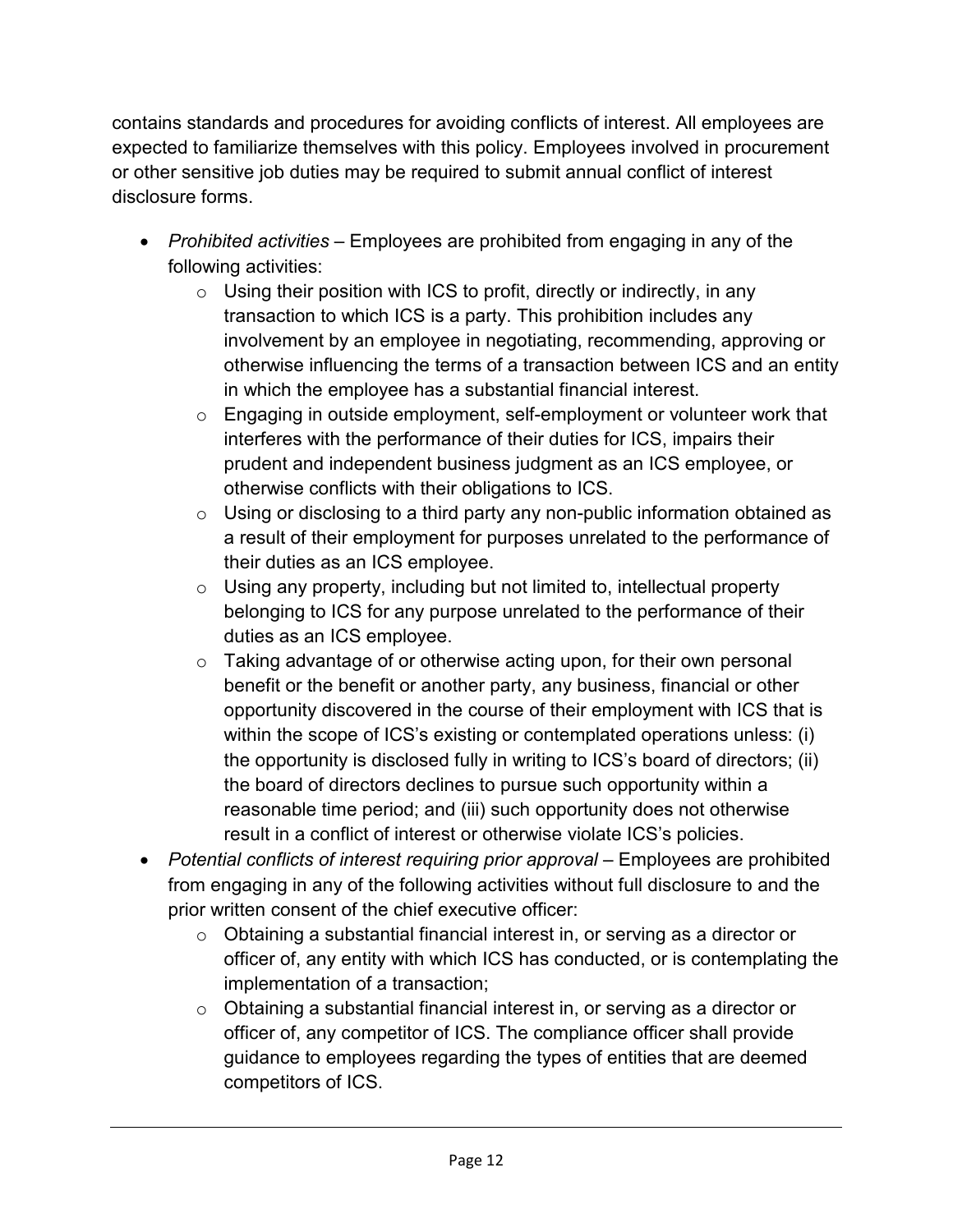contains standards and procedures for avoiding conflicts of interest. All employees are expected to familiarize themselves with this policy. Employees involved in procurement or other sensitive job duties may be required to submit annual conflict of interest disclosure forms.

- *Prohibited activities* – Employees are prohibited from engaging in any of the following activities:
    - Using their position with ICS to profit, directly or indirectly, in any transaction to which ICS is a party. This prohibition includes any involvement by an employee in negotiating, recommending, approving or otherwise influencing the terms of a transaction between ICS and an entity in which the employee has a substantial financial interest.
    - Engaging in outside employment, self-employment or volunteer work that interferes with the performance of their duties for ICS, impairs their prudent and independent business judgment as an ICS employee, or otherwise conflicts with their obligations to ICS.
    - Using or disclosing to a third party any non-public information obtained as a result of their employment for purposes unrelated to the performance of their duties as an ICS employee.
    - Using any property, including but not limited to, intellectual property belonging to ICS for any purpose unrelated to the performance of their duties as an ICS employee.
    - Taking advantage of or otherwise acting upon, for their own personal benefit or the benefit or another party, any business, financial or other opportunity discovered in the course of their employment with ICS that is within the scope of ICS's existing or contemplated operations unless: (i) the opportunity is disclosed fully in writing to ICS's board of directors; (ii) the board of directors declines to pursue such opportunity within a reasonable time period; and (iii) such opportunity does not otherwise result in a conflict of interest or otherwise violate ICS's policies.
- *Potential conflicts of interest requiring prior approval* – Employees are prohibited from engaging in any of the following activities without full disclosure to and the prior written consent of the chief executive officer:
    - Obtaining a substantial financial interest in, or serving as a director or officer of, any entity with which ICS has conducted, or is contemplating the implementation of a transaction;
    - Obtaining a substantial financial interest in, or serving as a director or officer of, any competitor of ICS. The compliance officer shall provide guidance to employees regarding the types of entities that are deemed competitors of ICS.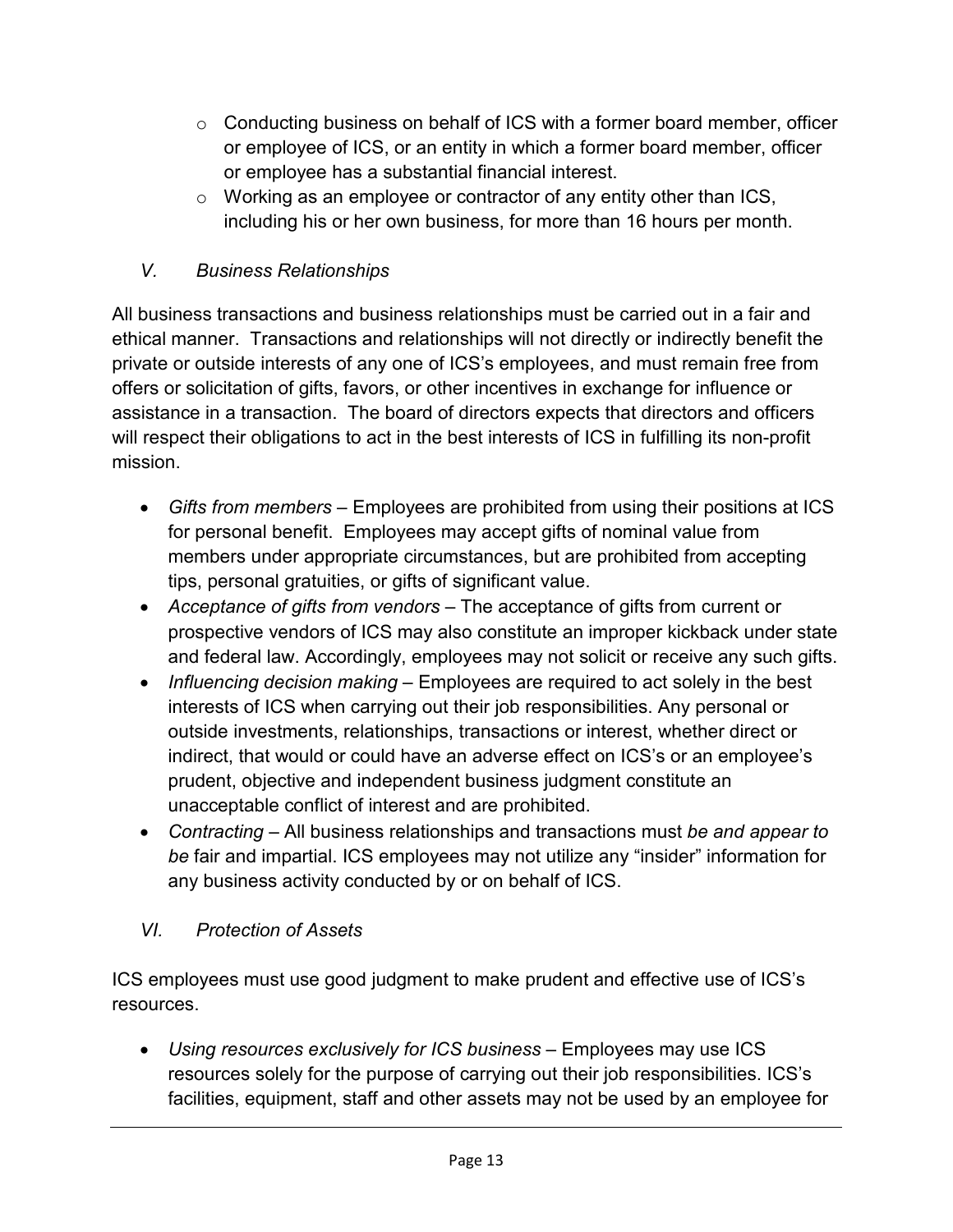- Conducting business on behalf of ICS with a former board member, officer or employee of ICS, or an entity in which a former board member, officer or employee has a substantial financial interest.
- Working as an employee or contractor of any entity other than ICS, including his or her own business, for more than 16 hours per month.

### *V. Business Relationships*

All business transactions and business relationships must be carried out in a fair and ethical manner. Transactions and relationships will not directly or indirectly benefit the private or outside interests of any one of ICS's employees, and must remain free from offers or solicitation of gifts, favors, or other incentives in exchange for influence or assistance in a transaction. The board of directors expects that directors and officers will respect their obligations to act in the best interests of ICS in fulfilling its non-profit mission.

- *Gifts from members* – Employees are prohibited from using their positions at ICS for personal benefit. Employees may accept gifts of nominal value from members under appropriate circumstances, but are prohibited from accepting tips, personal gratuities, or gifts of significant value.
- *Acceptance of gifts from vendors* – The acceptance of gifts from current or prospective vendors of ICS may also constitute an improper kickback under state and federal law. Accordingly, employees may not solicit or receive any such gifts.
- *Influencing decision making* – Employees are required to act solely in the best interests of ICS when carrying out their job responsibilities. Any personal or outside investments, relationships, transactions or interest, whether direct or indirect, that would or could have an adverse effect on ICS's or an employee's prudent, objective and independent business judgment constitute an unacceptable conflict of interest and are prohibited.
- *Contracting* – All business relationships and transactions must *be and appear to be* fair and impartial. ICS employees may not utilize any "insider" information for any business activity conducted by or on behalf of ICS.

### *VI. Protection of Assets*

ICS employees must use good judgment to make prudent and effective use of ICS's resources.

- *Using resources exclusively for ICS business* – Employees may use ICS resources solely for the purpose of carrying out their job responsibilities. ICS's facilities, equipment, staff and other assets may not be used by an employee for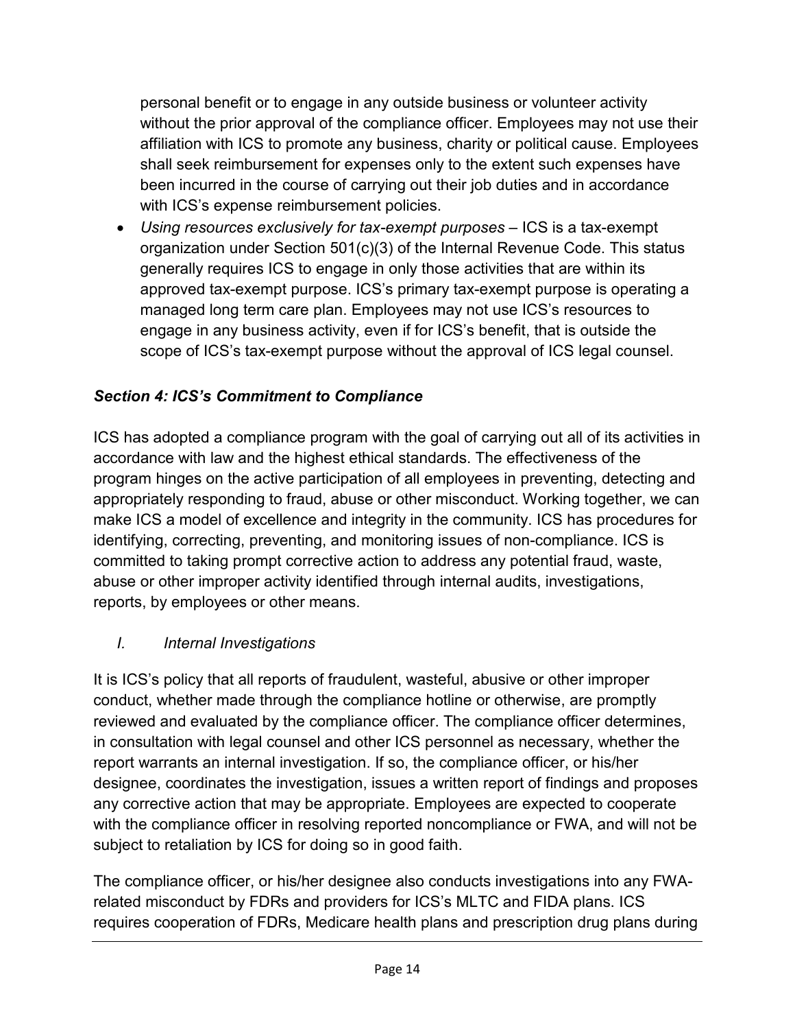personal benefit or to engage in any outside business or volunteer activity without the prior approval of the compliance officer. Employees may not use their affiliation with ICS to promote any business, charity or political cause. Employees shall seek reimbursement for expenses only to the extent such expenses have been incurred in the course of carrying out their job duties and in accordance with ICS's expense reimbursement policies.

- *Using resources exclusively for tax-exempt purposes* – ICS is a tax-exempt organization under Section 501(c)(3) of the Internal Revenue Code. This status generally requires ICS to engage in only those activities that are within its approved tax-exempt purpose. ICS's primary tax-exempt purpose is operating a managed long term care plan. Employees may not use ICS's resources to engage in any business activity, even if for ICS's benefit, that is outside the scope of ICS's tax-exempt purpose without the approval of ICS legal counsel.

## *Section 4: ICS's Commitment to Compliance*

ICS has adopted a compliance program with the goal of carrying out all of its activities in accordance with law and the highest ethical standards. The effectiveness of the program hinges on the active participation of all employees in preventing, detecting and appropriately responding to fraud, abuse or other misconduct. Working together, we can make ICS a model of excellence and integrity in the community. ICS has procedures for identifying, correcting, preventing, and monitoring issues of non-compliance. ICS is committed to taking prompt corrective action to address any potential fraud, waste, abuse or other improper activity identified through internal audits, investigations, reports, by employees or other means.

### *I. Internal Investigations*

It is ICS's policy that all reports of fraudulent, wasteful, abusive or other improper conduct, whether made through the compliance hotline or otherwise, are promptly reviewed and evaluated by the compliance officer. The compliance officer determines, in consultation with legal counsel and other ICS personnel as necessary, whether the report warrants an internal investigation. If so, the compliance officer, or his/her designee, coordinates the investigation, issues a written report of findings and proposes any corrective action that may be appropriate. Employees are expected to cooperate with the compliance officer in resolving reported noncompliance or FWA, and will not be subject to retaliation by ICS for doing so in good faith.

The compliance officer, or his/her designee also conducts investigations into any FWA-related misconduct by FDRs and providers for ICS's MLTC and FIDA plans. ICS requires cooperation of FDRs, Medicare health plans and prescription drug plans during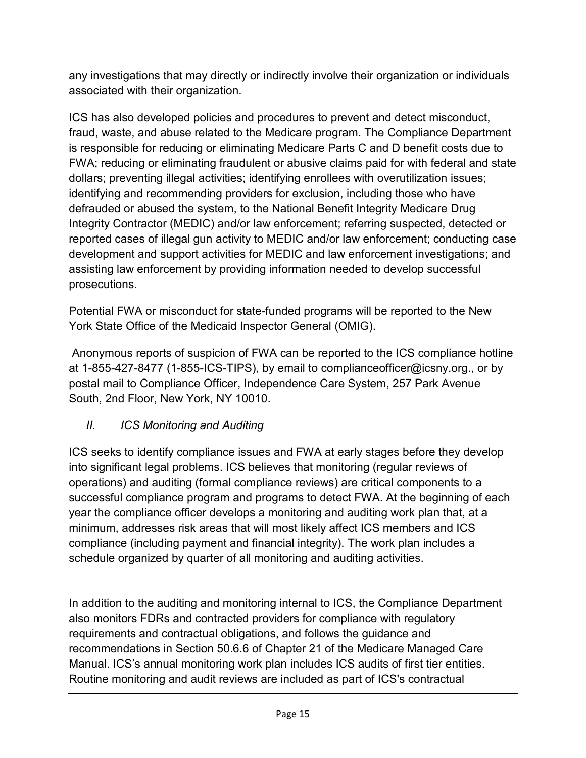any investigations that may directly or indirectly involve their organization or individuals associated with their organization.

ICS has also developed policies and procedures to prevent and detect misconduct, fraud, waste, and abuse related to the Medicare program. The Compliance Department is responsible for reducing or eliminating Medicare Parts C and D benefit costs due to FWA; reducing or eliminating fraudulent or abusive claims paid for with federal and state dollars; preventing illegal activities; identifying enrollees with overutilization issues; identifying and recommending providers for exclusion, including those who have defrauded or abused the system, to the National Benefit Integrity Medicare Drug Integrity Contractor (MEDIC) and/or law enforcement; referring suspected, detected or reported cases of illegal gun activity to MEDIC and/or law enforcement; conducting case development and support activities for MEDIC and law enforcement investigations; and assisting law enforcement by providing information needed to develop successful prosecutions.

Potential FWA or misconduct for state-funded programs will be reported to the New York State Office of the Medicaid Inspector General (OMIG).

Anonymous reports of suspicion of FWA can be reported to the ICS compliance hotline at 1-855-427-8477 (1-855-ICS-TIPS), by email to complianceofficer@icsny.org., or by postal mail to Compliance Officer, Independence Care System, 257 Park Avenue South, 2nd Floor, New York, NY 10010.

## *II. ICS Monitoring and Auditing*

ICS seeks to identify compliance issues and FWA at early stages before they develop into significant legal problems. ICS believes that monitoring (regular reviews of operations) and auditing (formal compliance reviews) are critical components to a successful compliance program and programs to detect FWA. At the beginning of each year the compliance officer develops a monitoring and auditing work plan that, at a minimum, addresses risk areas that will most likely affect ICS members and ICS compliance (including payment and financial integrity). The work plan includes a schedule organized by quarter of all monitoring and auditing activities.

In addition to the auditing and monitoring internal to ICS, the Compliance Department also monitors FDRs and contracted providers for compliance with regulatory requirements and contractual obligations, and follows the guidance and recommendations in Section 50.6.6 of Chapter 21 of the Medicare Managed Care Manual. ICS's annual monitoring work plan includes ICS audits of first tier entities. Routine monitoring and audit reviews are included as part of ICS's contractual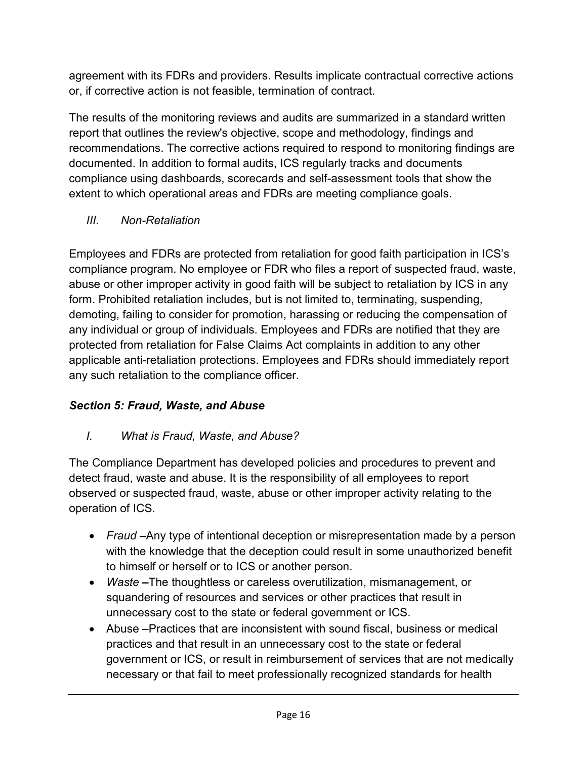agreement with its FDRs and providers. Results implicate contractual corrective actions or, if corrective action is not feasible, termination of contract.

The results of the monitoring reviews and audits are summarized in a standard written report that outlines the review's objective, scope and methodology, findings and recommendations. The corrective actions required to respond to monitoring findings are documented. In addition to formal audits, ICS regularly tracks and documents compliance using dashboards, scorecards and self-assessment tools that show the extent to which operational areas and FDRs are meeting compliance goals.

*III. Non-Retaliation*

Employees and FDRs are protected from retaliation for good faith participation in ICS's compliance program. No employee or FDR who files a report of suspected fraud, waste, abuse or other improper activity in good faith will be subject to retaliation by ICS in any form. Prohibited retaliation includes, but is not limited to, terminating, suspending, demoting, failing to consider for promotion, harassing or reducing the compensation of any individual or group of individuals. Employees and FDRs are notified that they are protected from retaliation for False Claims Act complaints in addition to any other applicable anti-retaliation protections. Employees and FDRs should immediately report any such retaliation to the compliance officer.

## ***Section 5: Fraud, Waste, and Abuse***

*I. What is Fraud, Waste, and Abuse?*

The Compliance Department has developed policies and procedures to prevent and detect fraud, waste and abuse. It is the responsibility of all employees to report observed or suspected fraud, waste, abuse or other improper activity relating to the operation of ICS.

- *Fraud* **–**Any type of intentional deception or misrepresentation made by a person with the knowledge that the deception could result in some unauthorized benefit to himself or herself or to ICS or another person.
- *Waste* **–**The thoughtless or careless overutilization, mismanagement, or squandering of resources and services or other practices that result in unnecessary cost to the state or federal government or ICS.
- Abuse –Practices that are inconsistent with sound fiscal, business or medical practices and that result in an unnecessary cost to the state or federal government or ICS, or result in reimbursement of services that are not medically necessary or that fail to meet professionally recognized standards for health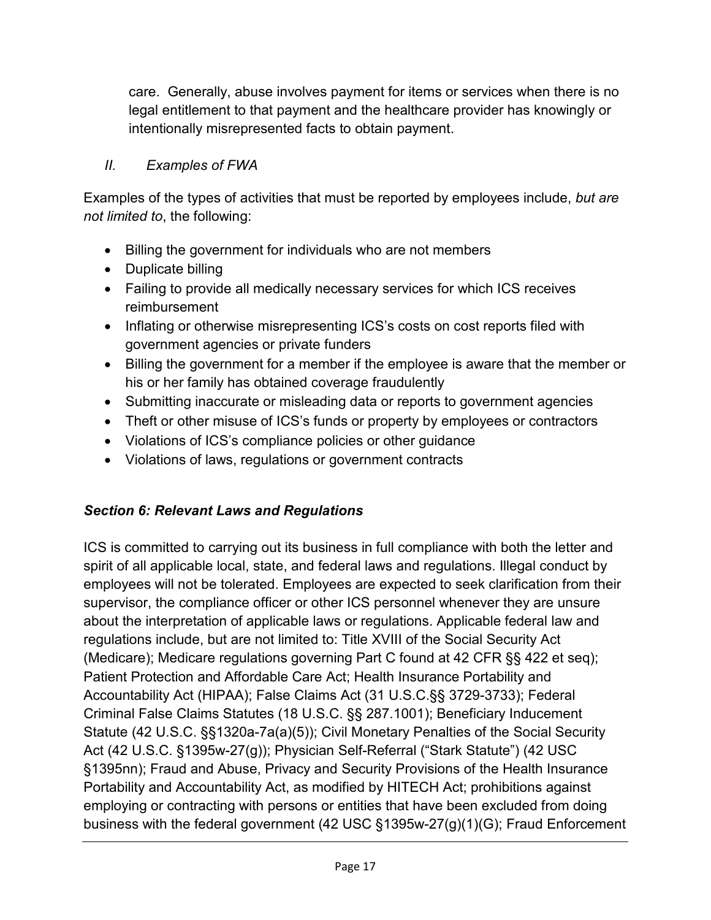care. Generally, abuse involves payment for items or services when there is no legal entitlement to that payment and the healthcare provider has knowingly or intentionally misrepresented facts to obtain payment.

### *II. Examples of FWA*

Examples of the types of activities that must be reported by employees include, *but are not limited to*, the following:

- Billing the government for individuals who are not members
- Duplicate billing
- Failing to provide all medically necessary services for which ICS receives reimbursement
- Inflating or otherwise misrepresenting ICS's costs on cost reports filed with government agencies or private funders
- Billing the government for a member if the employee is aware that the member or his or her family has obtained coverage fraudulently
- Submitting inaccurate or misleading data or reports to government agencies
- Theft or other misuse of ICS's funds or property by employees or contractors
- Violations of ICS's compliance policies or other guidance
- Violations of laws, regulations or government contracts

## ***Section 6: Relevant Laws and Regulations***

ICS is committed to carrying out its business in full compliance with both the letter and spirit of all applicable local, state, and federal laws and regulations. Illegal conduct by employees will not be tolerated. Employees are expected to seek clarification from their supervisor, the compliance officer or other ICS personnel whenever they are unsure about the interpretation of applicable laws or regulations. Applicable federal law and regulations include, but are not limited to: Title XVIII of the Social Security Act (Medicare); Medicare regulations governing Part C found at 42 CFR §§ 422 et seq); Patient Protection and Affordable Care Act; Health Insurance Portability and Accountability Act (HIPAA); False Claims Act (31 U.S.C.§§ 3729-3733); Federal Criminal False Claims Statutes (18 U.S.C. §§ 287.1001); Beneficiary Inducement Statute (42 U.S.C. §§1320a-7a(a)(5)); Civil Monetary Penalties of the Social Security Act (42 U.S.C. §1395w-27(g)); Physician Self-Referral ("Stark Statute") (42 USC §1395nn); Fraud and Abuse, Privacy and Security Provisions of the Health Insurance Portability and Accountability Act, as modified by HITECH Act; prohibitions against employing or contracting with persons or entities that have been excluded from doing business with the federal government (42 USC §1395w-27(g)(1)(G); Fraud Enforcement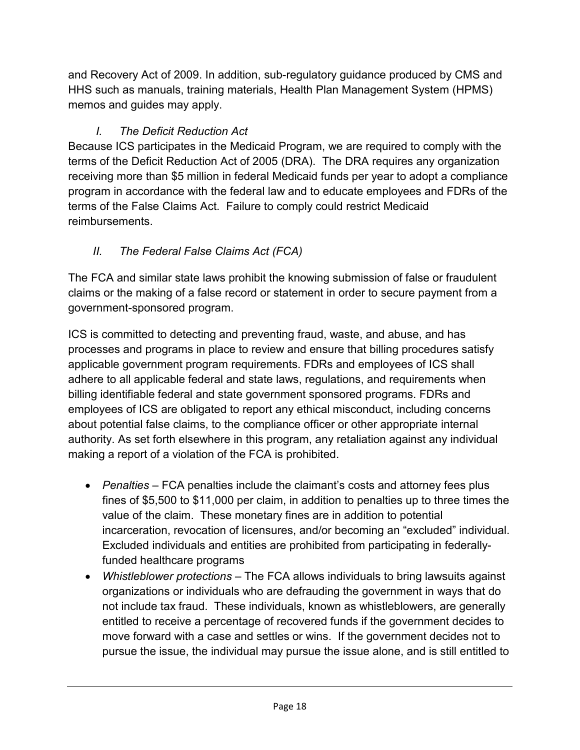and Recovery Act of 2009. In addition, sub-regulatory guidance produced by CMS and HHS such as manuals, training materials, Health Plan Management System (HPMS) memos and guides may apply.

### *I. The Deficit Reduction Act*

Because ICS participates in the Medicaid Program, we are required to comply with the terms of the Deficit Reduction Act of 2005 (DRA). The DRA requires any organization receiving more than $5 million in federal Medicaid funds per year to adopt a compliance program in accordance with the federal law and to educate employees and FDRs of the terms of the False Claims Act. Failure to comply could restrict Medicaid reimbursements.

### *II. The Federal False Claims Act (FCA)*

The FCA and similar state laws prohibit the knowing submission of false or fraudulent claims or the making of a false record or statement in order to secure payment from a government-sponsored program.

ICS is committed to detecting and preventing fraud, waste, and abuse, and has processes and programs in place to review and ensure that billing procedures satisfy applicable government program requirements. FDRs and employees of ICS shall adhere to all applicable federal and state laws, regulations, and requirements when billing identifiable federal and state government sponsored programs. FDRs and employees of ICS are obligated to report any ethical misconduct, including concerns about potential false claims, to the compliance officer or other appropriate internal authority. As set forth elsewhere in this program, any retaliation against any individual making a report of a violation of the FCA is prohibited.

- *Penalties* – FCA penalties include the claimant's costs and attorney fees plus fines of $5,500 to $11,000 per claim, in addition to penalties up to three times the value of the claim. These monetary fines are in addition to potential incarceration, revocation of licensures, and/or becoming an "excluded" individual. Excluded individuals and entities are prohibited from participating in federally-funded healthcare programs
- *Whistleblower protections* – The FCA allows individuals to bring lawsuits against organizations or individuals who are defrauding the government in ways that do not include tax fraud. These individuals, known as whistleblowers, are generally entitled to receive a percentage of recovered funds if the government decides to move forward with a case and settles or wins. If the government decides not to pursue the issue, the individual may pursue the issue alone, and is still entitled to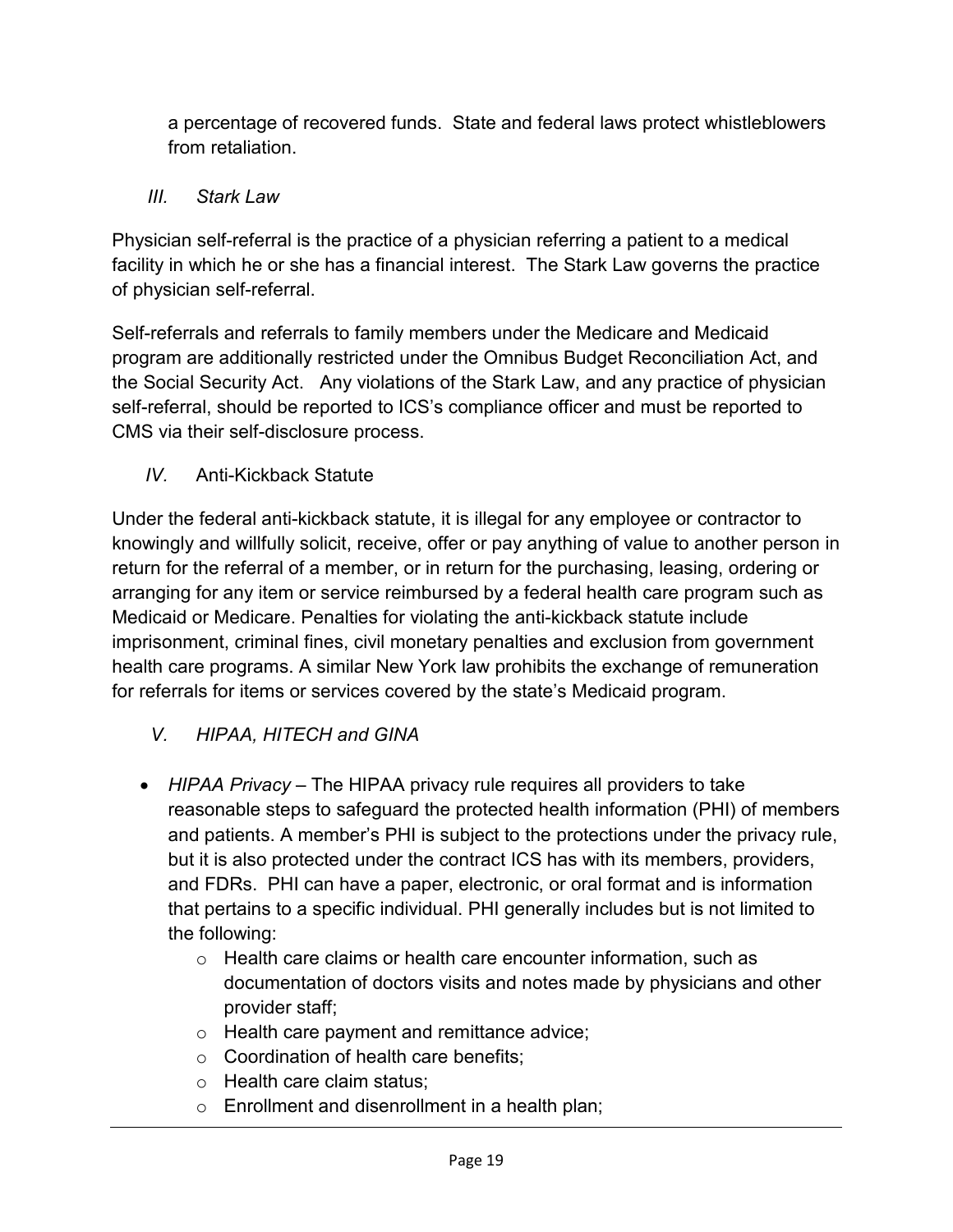a percentage of recovered funds. State and federal laws protect whistleblowers from retaliation.

### *III. Stark Law*

Physician self-referral is the practice of a physician referring a patient to a medical facility in which he or she has a financial interest. The Stark Law governs the practice of physician self-referral.

Self-referrals and referrals to family members under the Medicare and Medicaid program are additionally restricted under the Omnibus Budget Reconciliation Act, and the Social Security Act. Any violations of the Stark Law, and any practice of physician self-referral, should be reported to ICS's compliance officer and must be reported to CMS via their self-disclosure process.

### *IV.* Anti-Kickback Statute

Under the federal anti-kickback statute, it is illegal for any employee or contractor to knowingly and willfully solicit, receive, offer or pay anything of value to another person in return for the referral of a member, or in return for the purchasing, leasing, ordering or arranging for any item or service reimbursed by a federal health care program such as Medicaid or Medicare. Penalties for violating the anti-kickback statute include imprisonment, criminal fines, civil monetary penalties and exclusion from government health care programs. A similar New York law prohibits the exchange of remuneration for referrals for items or services covered by the state's Medicaid program.

### *V. HIPAA, HITECH and GINA*

- *HIPAA Privacy* – The HIPAA privacy rule requires all providers to take reasonable steps to safeguard the protected health information (PHI) of members and patients. A member's PHI is subject to the protections under the privacy rule, but it is also protected under the contract ICS has with its members, providers, and FDRs. PHI can have a paper, electronic, or oral format and is information that pertains to a specific individual. PHI generally includes but is not limited to the following:
  - Health care claims or health care encounter information, such as documentation of doctors visits and notes made by physicians and other provider staff;
  - Health care payment and remittance advice;
  - Coordination of health care benefits;
  - Health care claim status;
  - Enrollment and disenrollment in a health plan;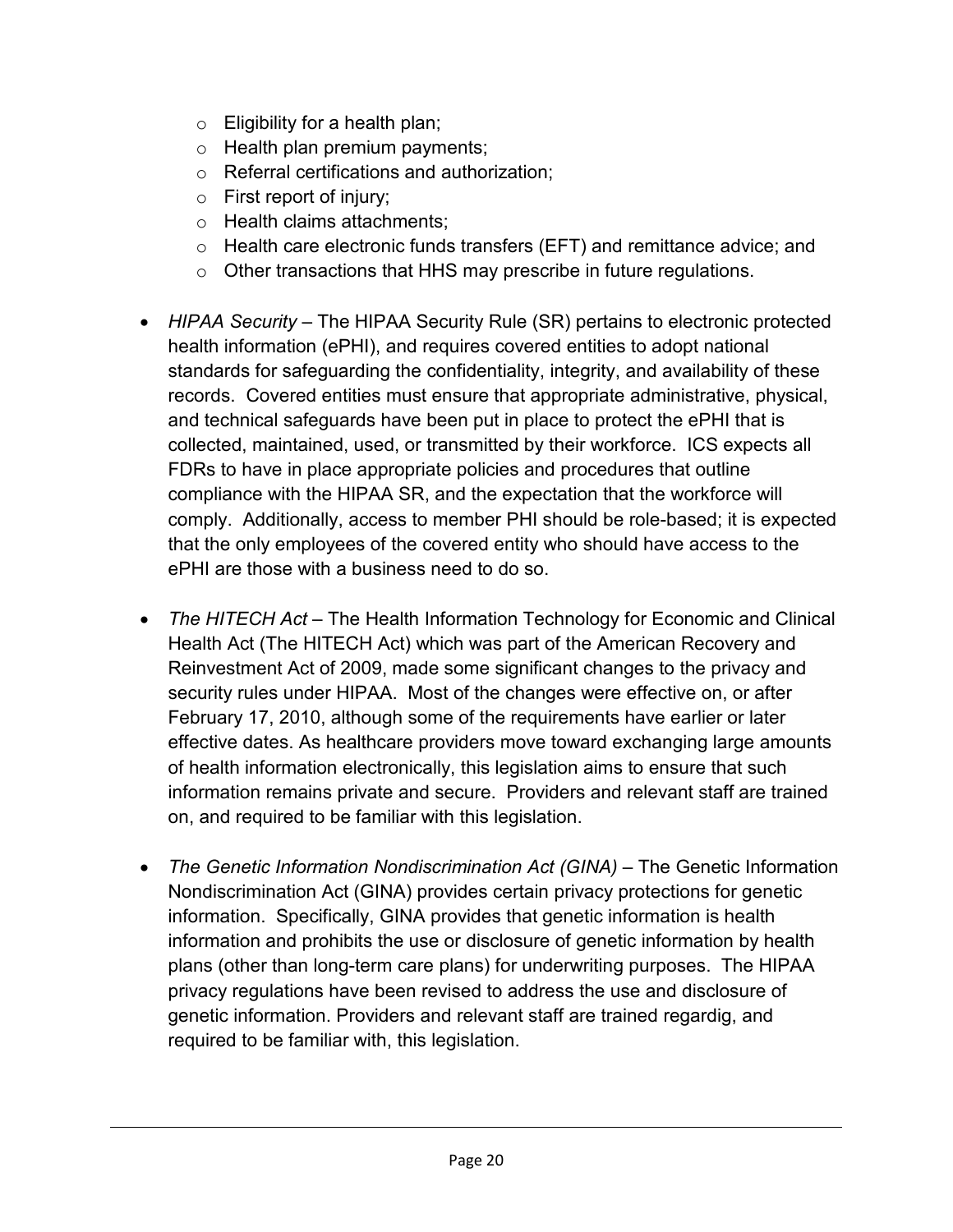- Eligibility for a health plan;
  - Health plan premium payments;
  - Referral certifications and authorization;
  - First report of injury;
  - Health claims attachments;
  - Health care electronic funds transfers (EFT) and remittance advice; and
  - Other transactions that HHS may prescribe in future regulations.

- *HIPAA Security* – The HIPAA Security Rule (SR) pertains to electronic protected health information (ePHI), and requires covered entities to adopt national standards for safeguarding the confidentiality, integrity, and availability of these records. Covered entities must ensure that appropriate administrative, physical, and technical safeguards have been put in place to protect the ePHI that is collected, maintained, used, or transmitted by their workforce. ICS expects all FDRs to have in place appropriate policies and procedures that outline compliance with the HIPAA SR, and the expectation that the workforce will comply. Additionally, access to member PHI should be role-based; it is expected that the only employees of the covered entity who should have access to the ePHI are those with a business need to do so.

- *The HITECH Act* – The Health Information Technology for Economic and Clinical Health Act (The HITECH Act) which was part of the American Recovery and Reinvestment Act of 2009, made some significant changes to the privacy and security rules under HIPAA. Most of the changes were effective on, or after February 17, 2010, although some of the requirements have earlier or later effective dates. As healthcare providers move toward exchanging large amounts of health information electronically, this legislation aims to ensure that such information remains private and secure. Providers and relevant staff are trained on, and required to be familiar with this legislation.

- *The Genetic Information Nondiscrimination Act (GINA)* – The Genetic Information Nondiscrimination Act (GINA) provides certain privacy protections for genetic information. Specifically, GINA provides that genetic information is health information and prohibits the use or disclosure of genetic information by health plans (other than long-term care plans) for underwriting purposes. The HIPAA privacy regulations have been revised to address the use and disclosure of genetic information. Providers and relevant staff are trained regardig, and required to be familiar with, this legislation.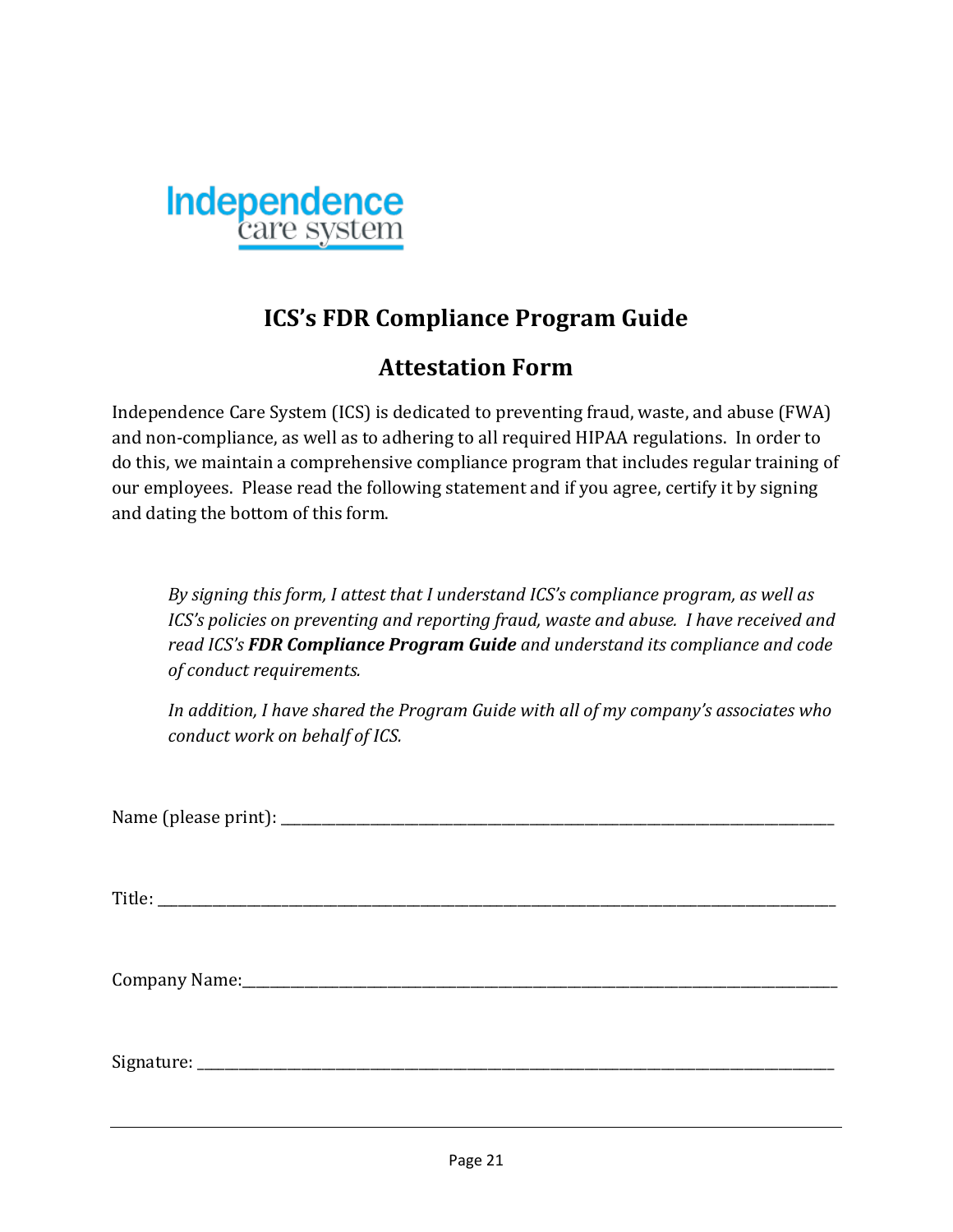Independence care system

# ICS's FDR Compliance Program Guide

## Attestation Form

Independence Care System (ICS) is dedicated to preventing fraud, waste, and abuse (FWA) and non-compliance, as well as to adhering to all required HIPAA regulations. In order to do this, we maintain a comprehensive compliance program that includes regular training of our employees. Please read the following statement and if you agree, certify it by signing and dating the bottom of this form.

> *By signing this form, I attest that I understand ICS's compliance program, as well as ICS's policies on preventing and reporting fraud, waste and abuse. I have received and read ICS's **FDR Compliance Program Guide** and understand its compliance and code of conduct requirements.*
>
> *In addition, I have shared the Program Guide with all of my company's associates who conduct work on behalf of ICS.*

Name (please print): ______________________________________________

Title: ______________________________________________

Company Name:______________________________________________

Signature: ______________________________________________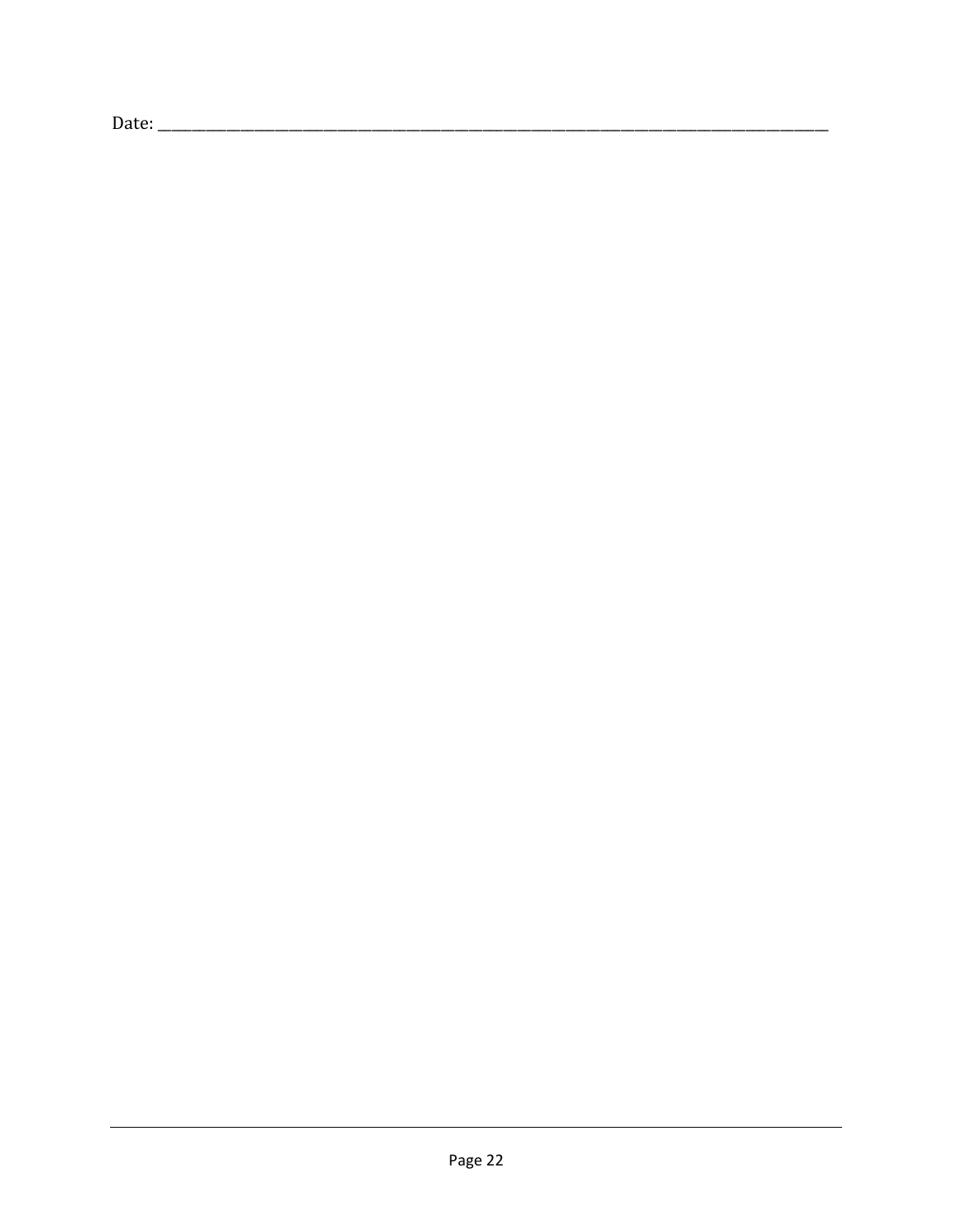Date: ___________________________________________________________________________________________